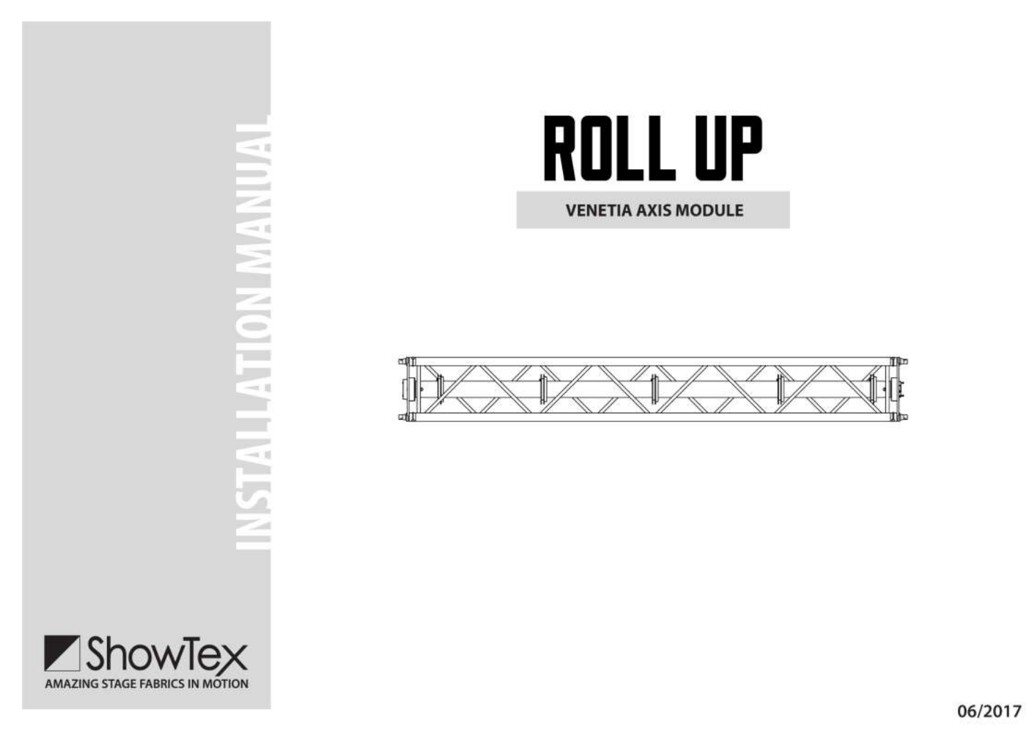INSTALLATION MANUAL

# ROLL UP

## VENETIA AXIS MODULE

ShowTex

AMAZING STAGE FABRICS IN MOTION

06/2017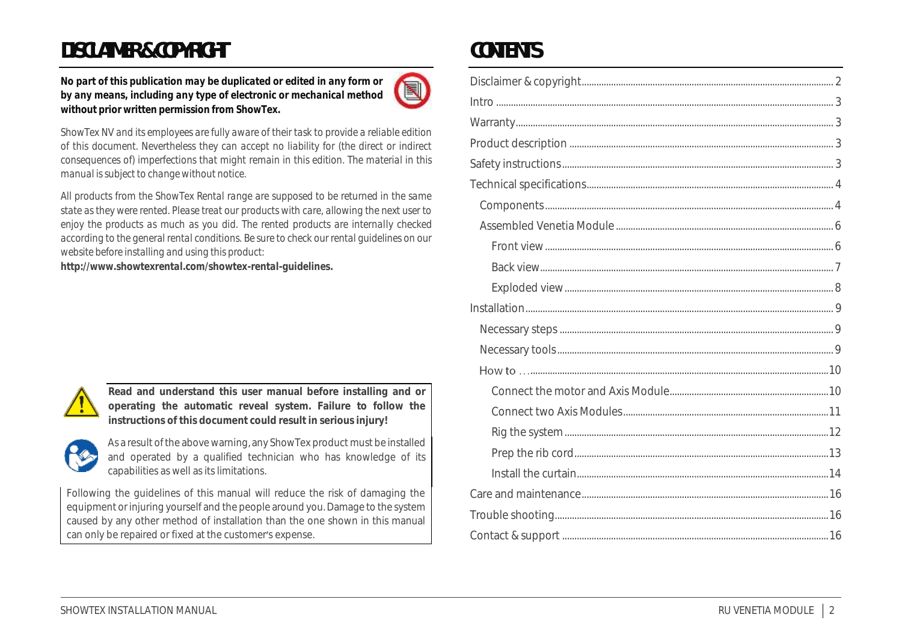# DISCLAIMER & COPYRIGHT

**No part of this publication may be duplicated or edited in any form or by any means, including any type of electronic or mechanical method without prior written permission from ShowTex.**

*ShowTex NV and its employees are fully aware of their task to provide a reliable edition of this document. Nevertheless they can accept no liability for (the direct or indirect consequences of) imperfections that might remain in this edition. The material in this manual is subject to change without notice.*

*All products from the ShowTex Rental range are supposed to be returned in the same state as they were rented. Please treat our products with care, allowing the next user to enjoy the products as much as you did. The rented products are internally checked according to the general rental conditions. Be sure to check our rental guidelines on our website before installing and using this product:*
**http://www.showtexrental.com/showtex-rental-guidelines.**

**Read and understand this user manual before installing and or operating the automatic reveal system. Failure to follow the instructions of this document could result in serious injury!**

As a result of the above warning, any ShowTex product must be installed and operated by a qualified technician who has knowledge of its capabilities as well as its limitations.

Following the guidelines of this manual will reduce the risk of damaging the equipment or injuring yourself and the people around you. Damage to the system caused by any other method of installation than the one shown in this manual can only be repaired or fixed at the customer's expense.

# CONTENTS

- Disclaimer & copyright ... 2
- Intro ... 3
- Warranty ... 3
- Product description ... 3
- Safety instructions ... 3
- Technical specifications ... 4
  - Components ... 4
  - Assembled Venetia Module ... 6
    - Front view ... 6
    - Back view ... 7
    - Exploded view ... 8
- Installation ... 9
  - Necessary steps ... 9
  - Necessary tools ... 9
  - How to … ... 10
    - Connect the motor and Axis Module ... 10
    - Connect two Axis Modules ... 11
    - Rig the system ... 12
    - Prep the rib cord ... 13
    - Install the curtain ... 14
- Care and maintenance ... 16
- Trouble shooting ... 16
- Contact & support ... 16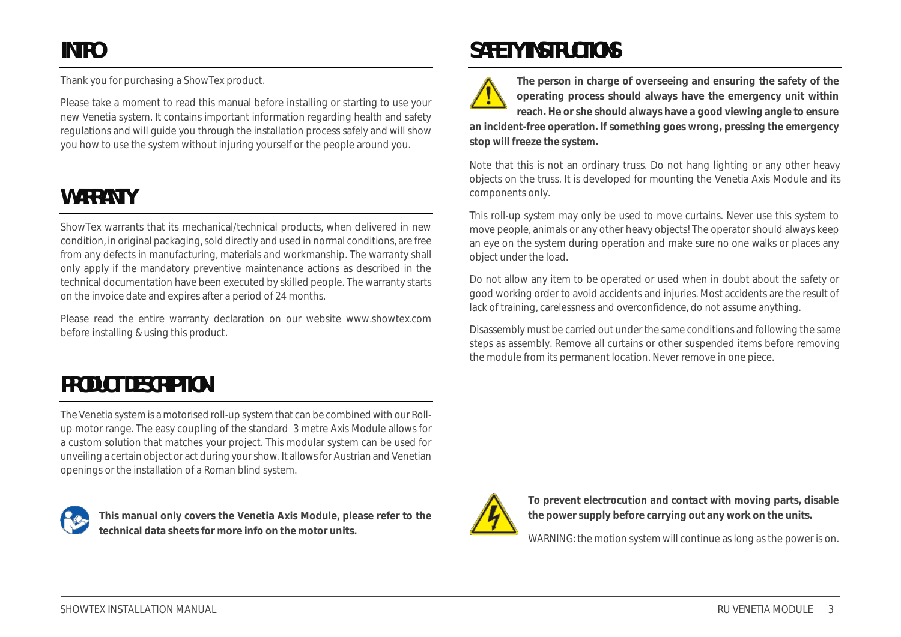# INTRO

Thank you for purchasing a ShowTex product.

Please take a moment to read this manual before installing or starting to use your new Venetia system. It contains important information regarding health and safety regulations and will guide you through the installation process safely and will show you how to use the system without injuring yourself or the people around you.

# WARRANTY

ShowTex warrants that its mechanical/technical products, when delivered in new condition, in original packaging, sold directly and used in normal conditions, are free from any defects in manufacturing, materials and workmanship. The warranty shall only apply if the mandatory preventive maintenance actions as described in the technical documentation have been executed by skilled people. The warranty starts on the invoice date and expires after a period of 24 months.

Please read the entire warranty declaration on our website www.showtex.com before installing & using this product.

# PRODUCT DESCRIPTION

The Venetia system is a motorised roll-up system that can be combined with our Roll-up motor range. The easy coupling of the standard 3 metre Axis Module allows for a custom solution that matches your project. This modular system can be used for unveiling a certain object or act during your show. It allows for Austrian and Venetian openings or the installation of a Roman blind system.

**This manual only covers the Venetia Axis Module, please refer to the technical data sheets for more info on the motor units.**

# SAFETY INSTRUCTIONS

**The person in charge of overseeing and ensuring the safety of the operating process should always have the emergency unit within reach. He or she should always have a good viewing angle to ensure an incident-free operation. If something goes wrong, pressing the emergency stop will freeze the system.**

Note that this is not an ordinary truss. Do not hang lighting or any other heavy objects on the truss. It is developed for mounting the Venetia Axis Module and its components only.

This roll-up system may only be used to move curtains. Never use this system to move people, animals or any other heavy objects! The operator should always keep an eye on the system during operation and make sure no one walks or places any object under the load.

Do not allow any item to be operated or used when in doubt about the safety or good working order to avoid accidents and injuries. Most accidents are the result of lack of training, carelessness and overconfidence, do not assume anything.

Disassembly must be carried out under the same conditions and following the same steps as assembly. Remove all curtains or other suspended items before removing the module from its permanent location. Never remove in one piece.

**To prevent electrocution and contact with moving parts, disable the power supply before carrying out any work on the units.**

WARNING: the motion system will continue as long as the power is on.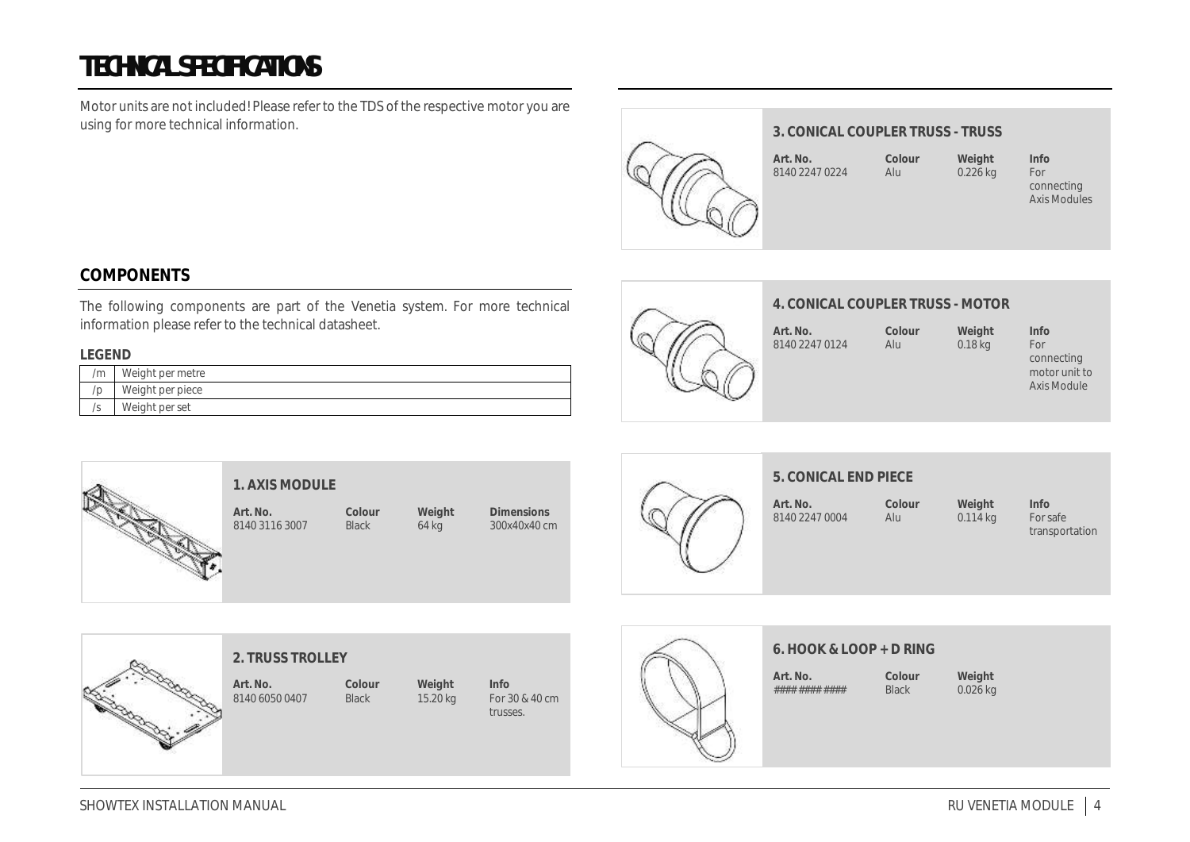# TECHNICAL SPECIFICATIONS

Motor units are not included! Please refer to the TDS of the respective motor you are using for more technical information.

## COMPONENTS

The following components are part of the Venetia system. For more technical information please refer to the technical datasheet.

**LEGEND**

| | |
|---|---|
| /m | Weight per metre |
| /p | Weight per piece |
| /s | Weight per set |

### 1. AXIS MODULE

| Art. No. | Colour | Weight | Dimensions |
|---|---|---|---|
| 8140 3116 3007 | Black | 64 kg | 300x40x40 cm |

### 2. TRUSS TROLLEY

| Art. No. | Colour | Weight | Info |
|---|---|---|---|
| 8140 6050 0407 | Black | 15.20 kg | For 30 & 40 cm trusses. |

### 3. CONICAL COUPLER TRUSS - TRUSS

| Art. No. | Colour | Weight | Info |
|---|---|---|---|
| 8140 2247 0224 | Alu | 0.226 kg | For connecting Axis Modules |

### 4. CONICAL COUPLER TRUSS - MOTOR

| Art. No. | Colour | Weight | Info |
|---|---|---|---|
| 8140 2247 0124 | Alu | 0.18 kg | For connecting motor unit to Axis Module |

### 5. CONICAL END PIECE

| Art. No. | Colour | Weight | Info |
|---|---|---|---|
| 8140 2247 0004 | Alu | 0.114 kg | For safe transportation |

### 6. HOOK & LOOP + D RING

| Art. No. | Colour | Weight |
|---|---|---|
| #### #### #### | Black | 0.026 kg |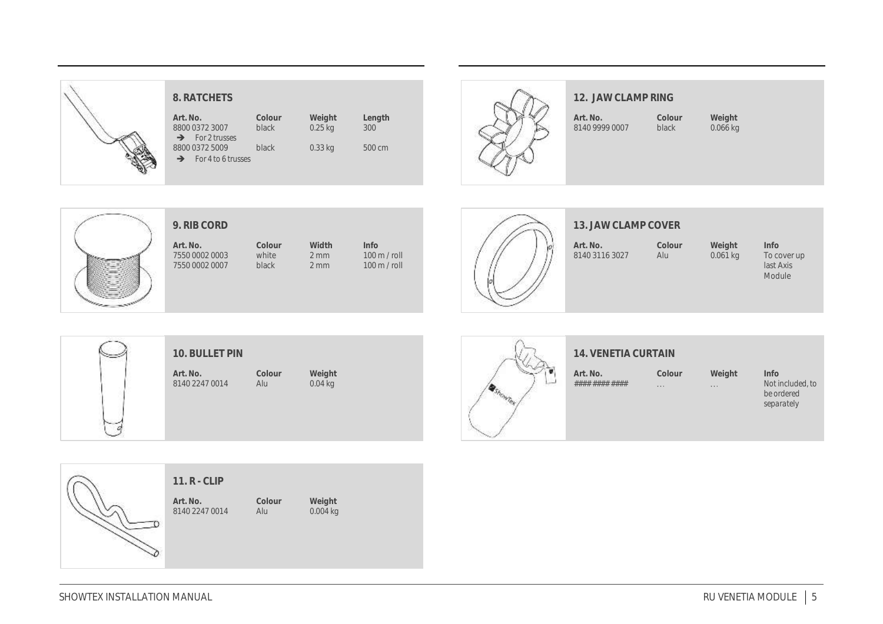## 8. RATCHETS

| Art. No. | Colour | Weight | Length |
|---|---|---|---|
| 8800 0372 3007 | black | 0.25 kg | 300 |
| ➔ For 2 trusses | | | |
| 8800 0372 5009 | black | 0.33 kg | 500 cm |
| ➔ For 4 to 6 trusses | | | |

## 9. RIB CORD

| Art. No. | Colour | Width | Info |
|---|---|---|---|
| 7550 0002 0003 | white | 2 mm | 100 m / roll |
| 7550 0002 0007 | black | 2 mm | 100 m / roll |

## 10. BULLET PIN

| Art. No. | Colour | Weight |
|---|---|---|
| 8140 2247 0014 | Alu | 0.04 kg |

## 11. R - CLIP

| Art. No. | Colour | Weight |
|---|---|---|
| 8140 2247 0014 | Alu | 0.004 kg |

## 12. JAW CLAMP RING

| Art. No. | Colour | Weight |
|---|---|---|
| 8140 9999 0007 | black | 0.066 kg |

## 13. JAW CLAMP COVER

| Art. No. | Colour | Weight | Info |
|---|---|---|---|
| 8140 3116 3027 | Alu | 0.061 kg | To cover up last Axis Module |

## 14. VENETIA CURTAIN

| Art. No. | Colour | Weight | Info |
|---|---|---|---|
| #### #### #### | … | … | Not included, to be ordered separately |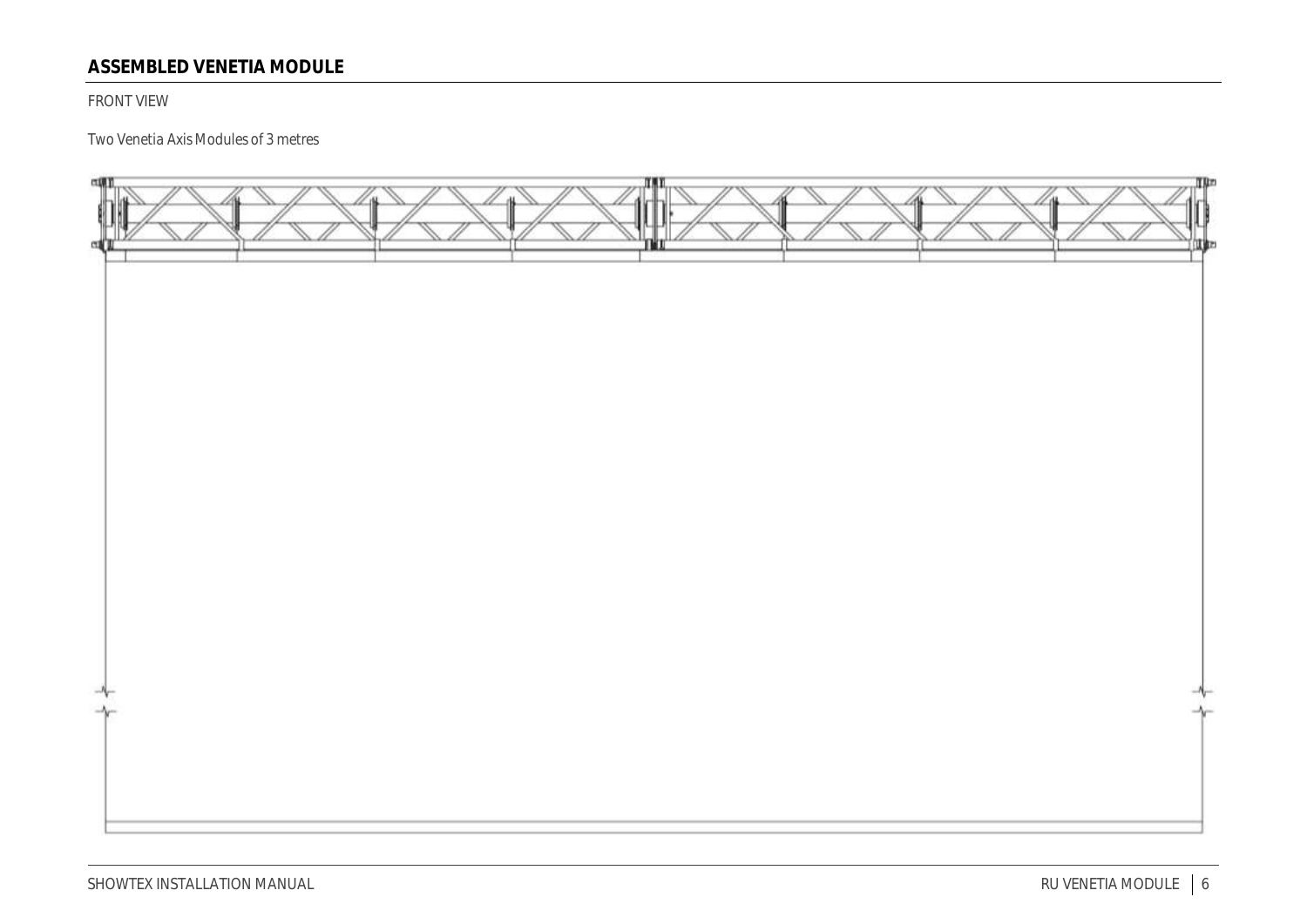## ASSEMBLED VENETIA MODULE

FRONT VIEW

*Two Venetia Axis Modules of 3 metres*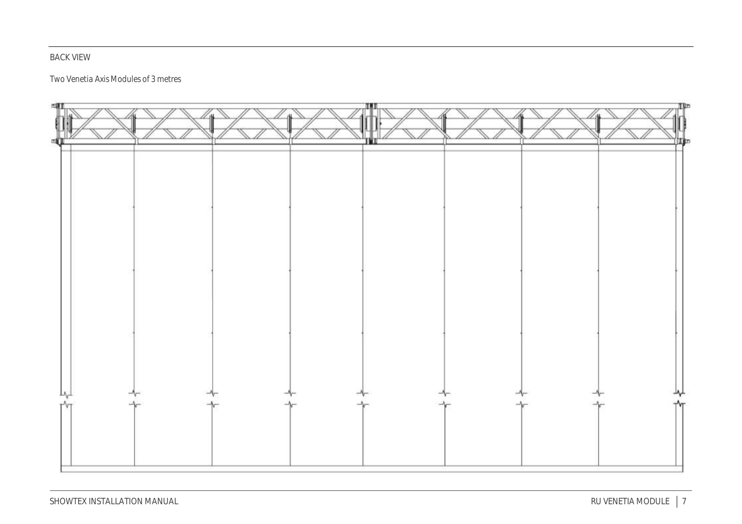BACK VIEW

Two Venetia Axis Modules of 3 metres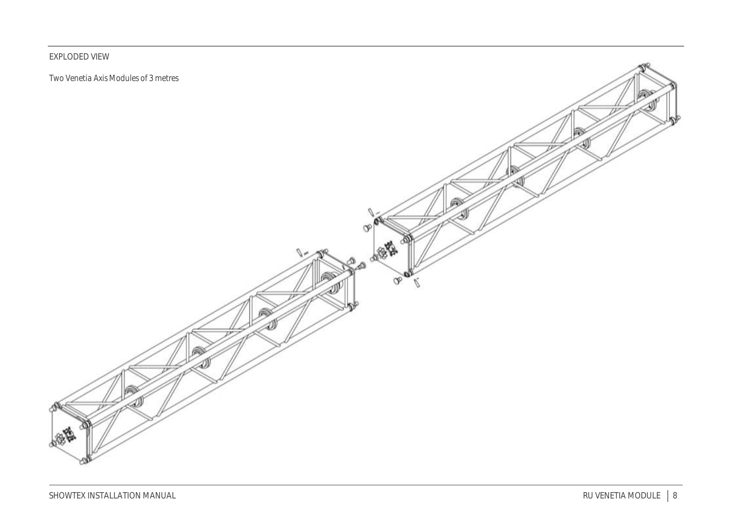EXPLODED VIEW

Two Venetia Axis Modules of 3 metres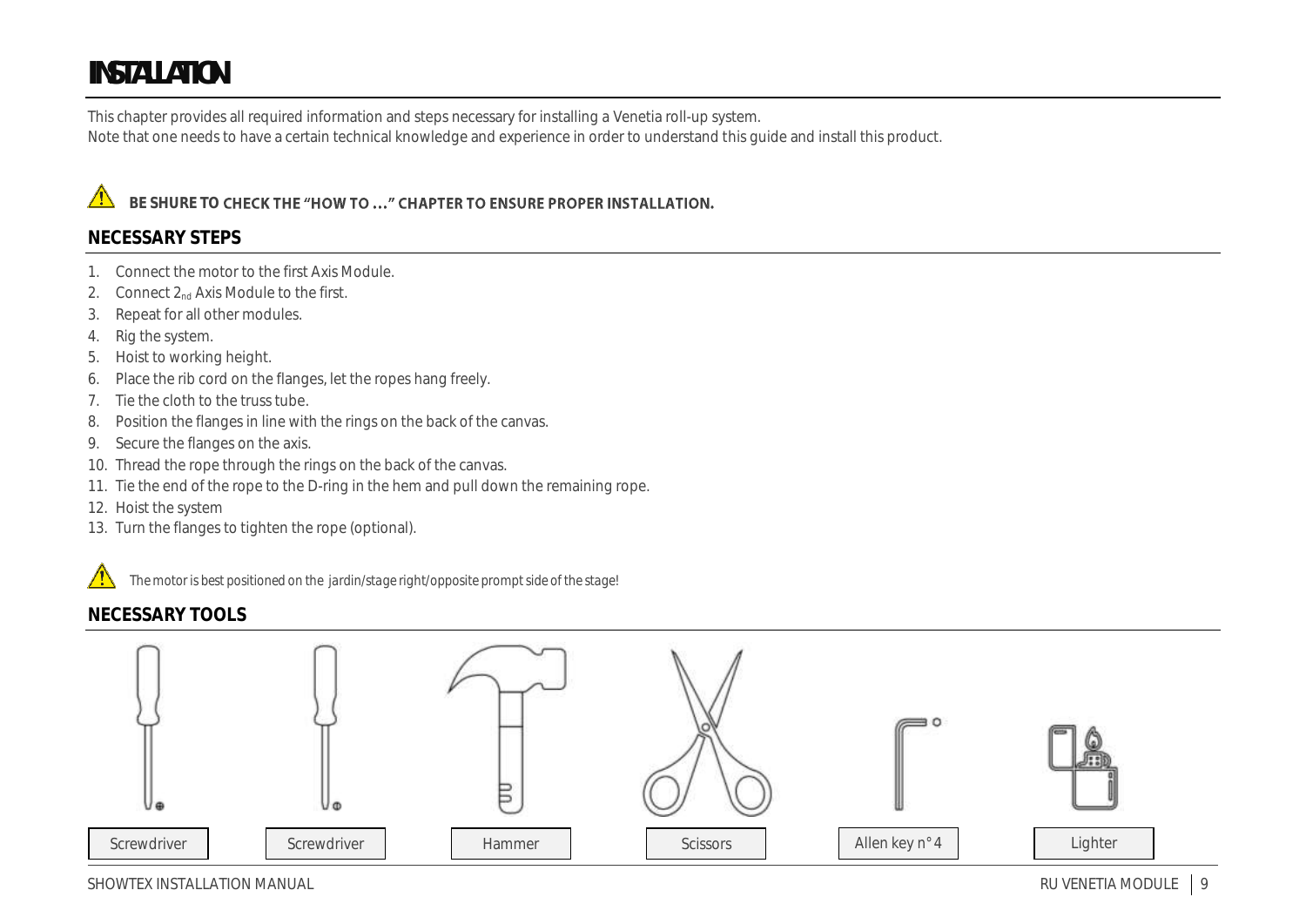# INSTALLATION

This chapter provides all required information and steps necessary for installing a Venetia roll-up system.
Note that one needs to have a certain technical knowledge and experience in order to understand this guide and install this product.

⚠ **BE SHURE TO CHECK THE "HOW TO …" CHAPTER TO ENSURE PROPER INSTALLATION.**

## NECESSARY STEPS

1. Connect the motor to the first Axis Module.
2. Connect 2nd Axis Module to the first.
3. Repeat for all other modules.
4. Rig the system.
5. Hoist to working height.
6. Place the rib cord on the flanges, let the ropes hang freely.
7. Tie the cloth to the truss tube.
8. Position the flanges in line with the rings on the back of the canvas.
9. Secure the flanges on the axis.
10. Thread the rope through the rings on the back of the canvas.
11. Tie the end of the rope to the D-ring in the hem and pull down the remaining rope.
12. Hoist the system
13. Turn the flanges to tighten the rope (optional).

⚠ *The motor is best positioned on the jardin/stage right/opposite prompt side of the stage!*

## NECESSARY TOOLS

Screwdriver

Screwdriver

Hammer

Scissors

Allen key n° 4

Lighter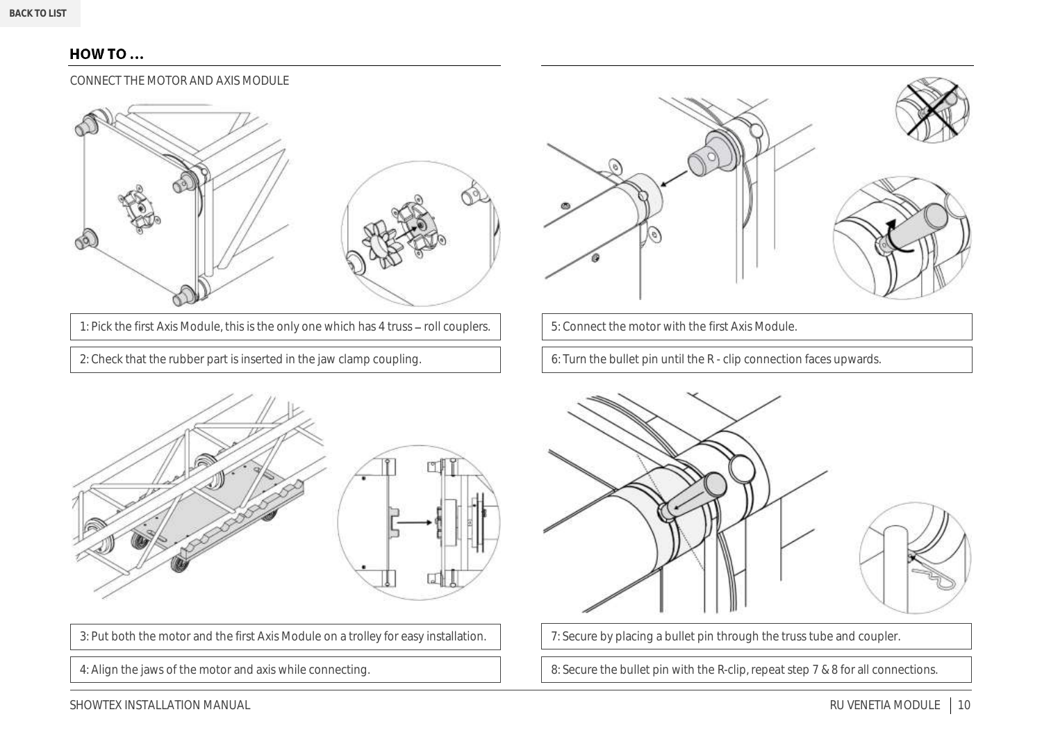## HOW TO ...

CONNECT THE MOTOR AND AXIS MODULE

1: Pick the first Axis Module, this is the only one which has 4 truss – roll couplers.

2: Check that the rubber part is inserted in the jaw clamp coupling.

3: Put both the motor and the first Axis Module on a trolley for easy installation.

4: Align the jaws of the motor and axis while connecting.

5: Connect the motor with the first Axis Module.

6: Turn the bullet pin until the R - clip connection faces upwards.

7: Secure by placing a bullet pin through the truss tube and coupler.

8: Secure the bullet pin with the R-clip, repeat step 7 & 8 for all connections.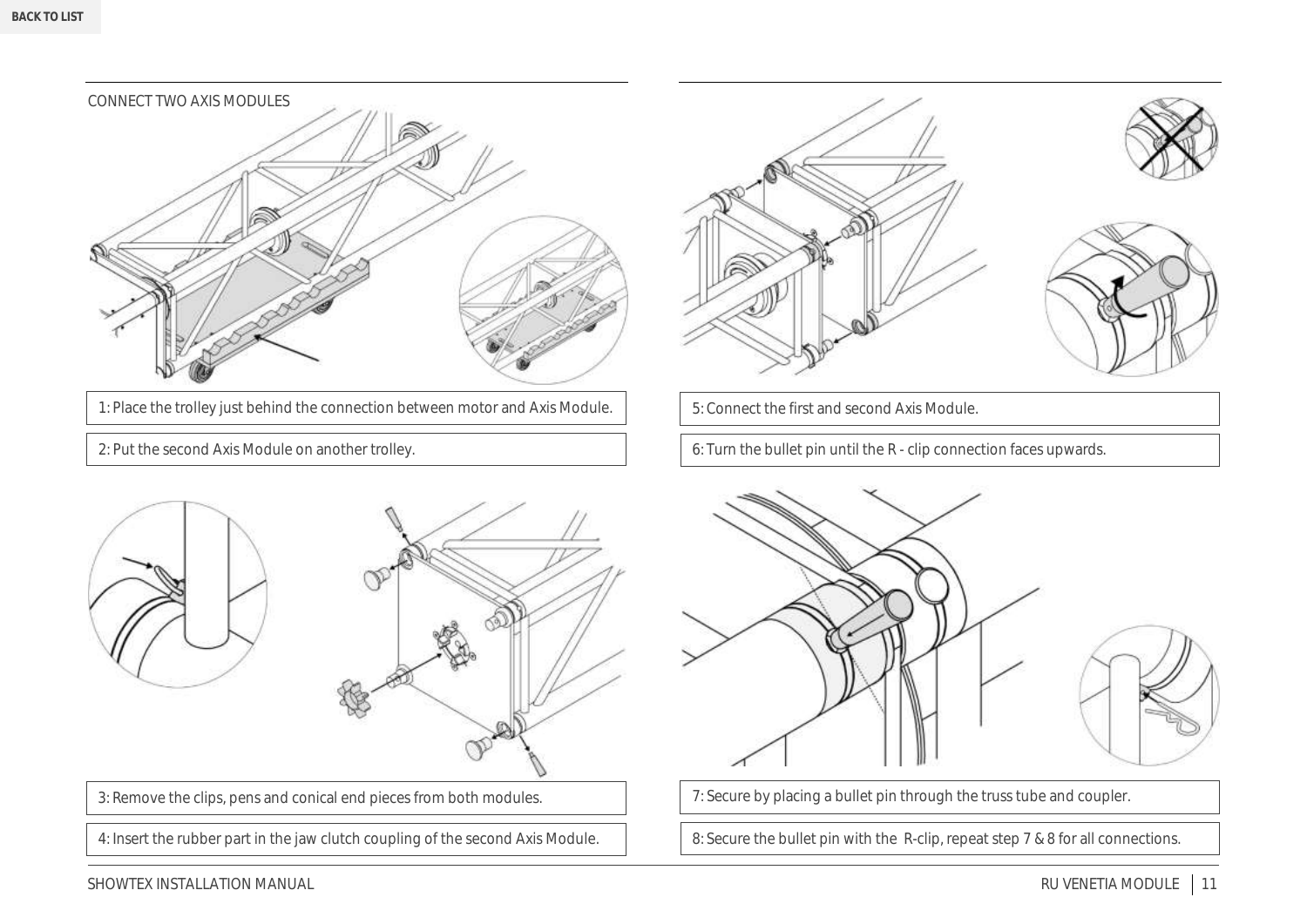## CONNECT TWO AXIS MODULES

1: Place the trolley just behind the connection between motor and Axis Module.

2: Put the second Axis Module on another trolley.

3: Remove the clips, pens and conical end pieces from both modules.

4: Insert the rubber part in the jaw clutch coupling of the second Axis Module.

5: Connect the first and second Axis Module.

6: Turn the bullet pin until the R - clip connection faces upwards.

7: Secure by placing a bullet pin through the truss tube and coupler.

8: Secure the bullet pin with the R-clip, repeat step 7 & 8 for all connections.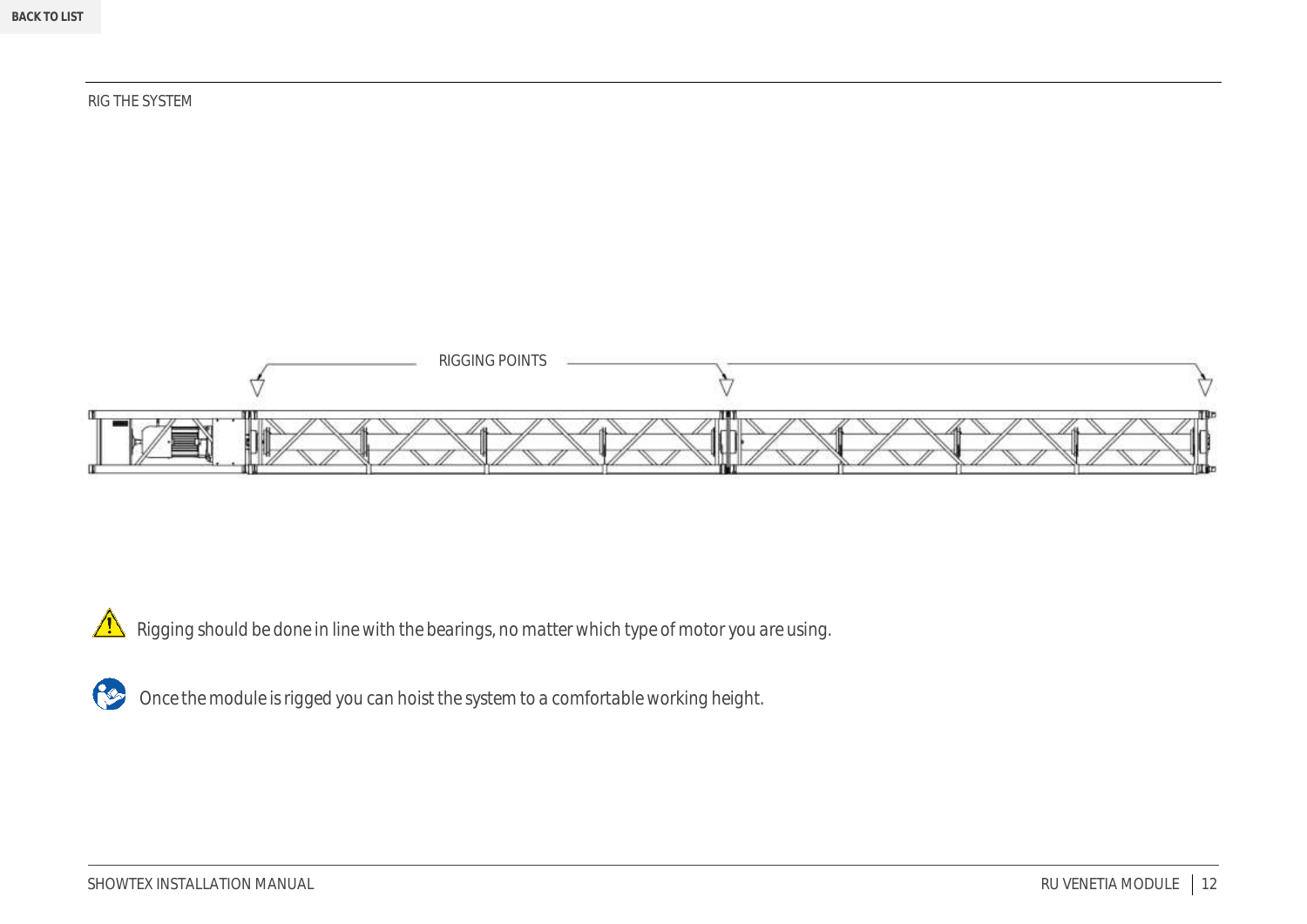## RIG THE SYSTEM

RIGGING POINTS

Rigging should be done in line with the bearings, no matter which type of motor you are using.

Once the module is rigged you can hoist the system to a comfortable working height.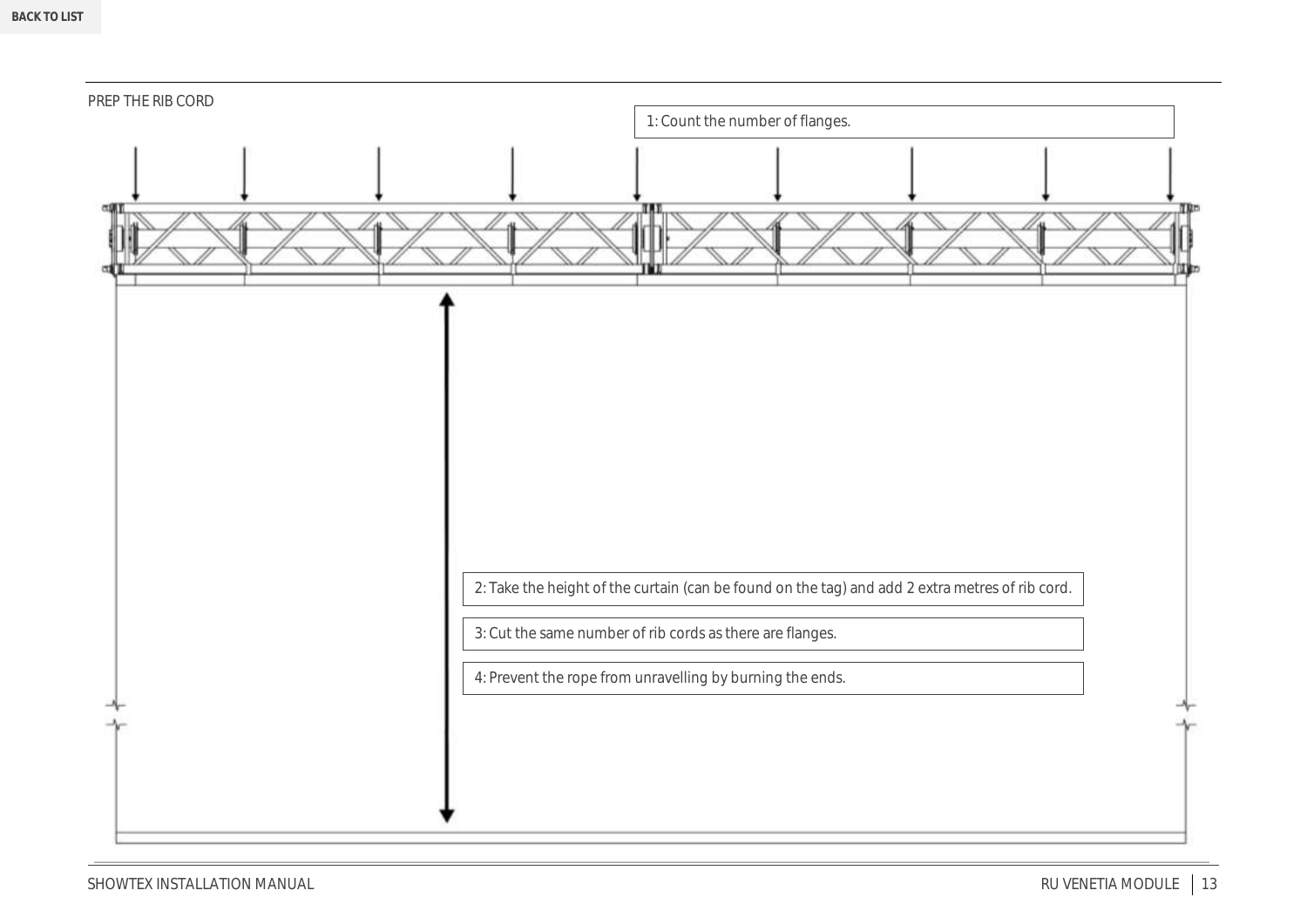## PREP THE RIB CORD

1: Count the number of flanges.

2: Take the height of the curtain (can be found on the tag) and add 2 extra metres of rib cord.

3: Cut the same number of rib cords as there are flanges.

4: Prevent the rope from unravelling by burning the ends.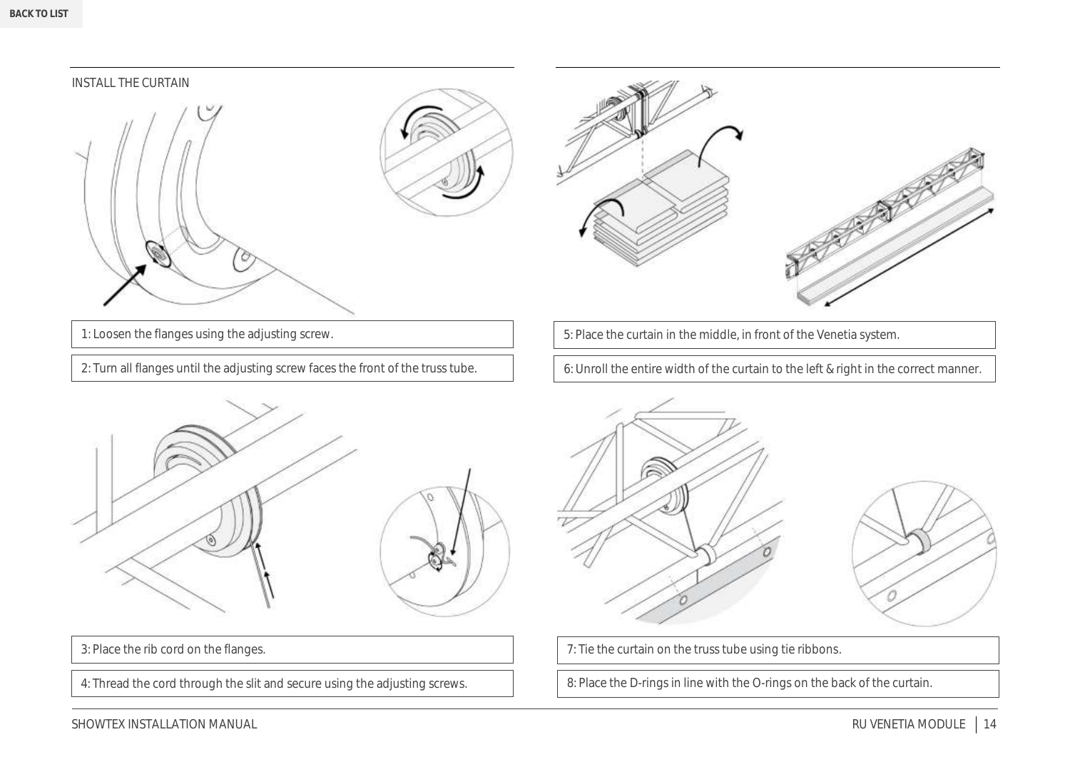BACK TO LIST

## INSTALL THE CURTAIN

1: Loosen the flanges using the adjusting screw.

2: Turn all flanges until the adjusting screw faces the front of the truss tube.

3: Place the rib cord on the flanges.

4: Thread the cord through the slit and secure using the adjusting screws.

5: Place the curtain in the middle, in front of the Venetia system.

6: Unroll the entire width of the curtain to the left & right in the correct manner.

7: Tie the curtain on the truss tube using tie ribbons.

8: Place the D-rings in line with the O-rings on the back of the curtain.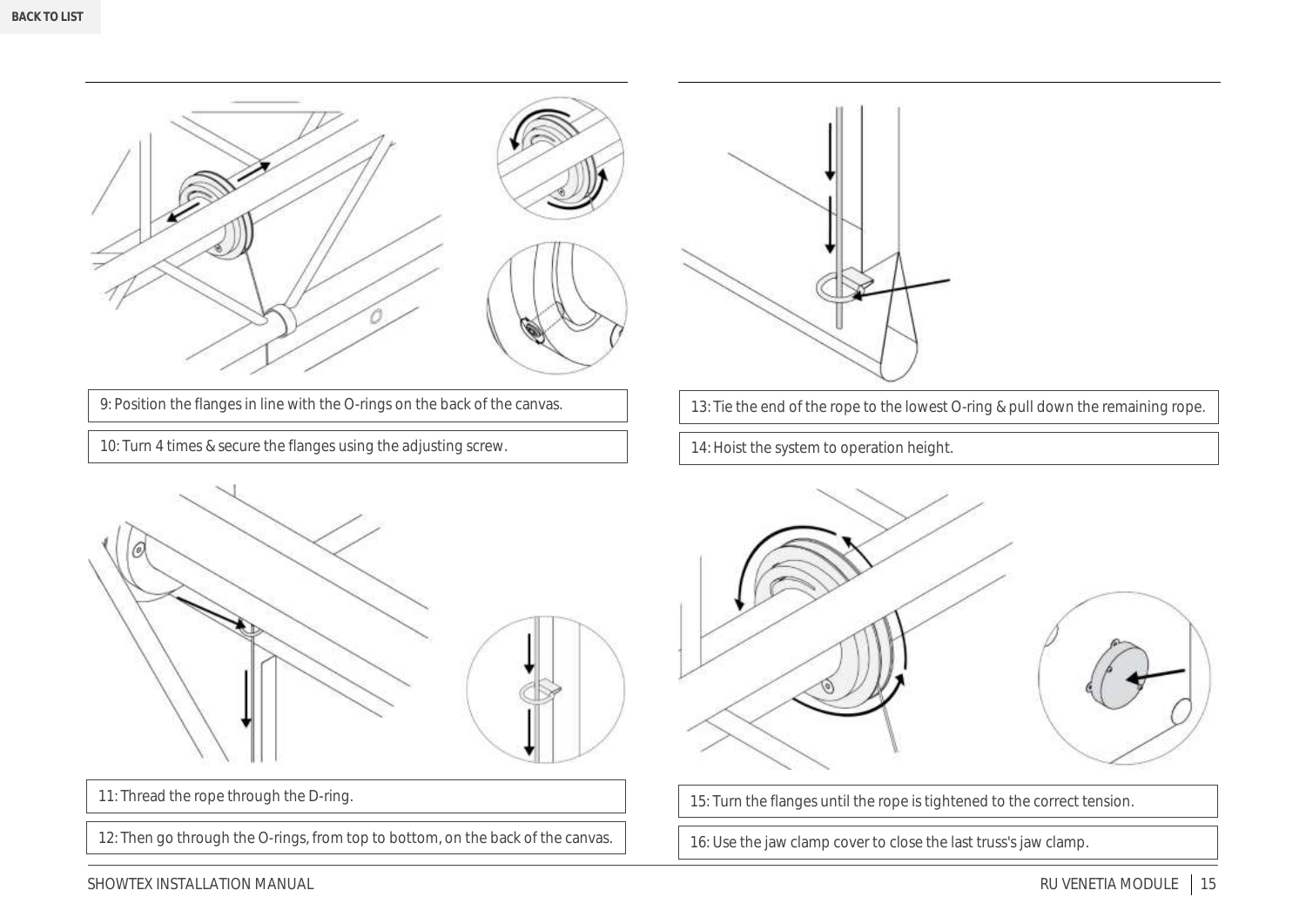9: Position the flanges in line with the O-rings on the back of the canvas.

10: Turn 4 times & secure the flanges using the adjusting screw.

11: Thread the rope through the D-ring.

12: Then go through the O-rings, from top to bottom, on the back of the canvas.

13: Tie the end of the rope to the lowest O-ring & pull down the remaining rope.

14: Hoist the system to operation height.

15: Turn the flanges until the rope is tightened to the correct tension.

16: Use the jaw clamp cover to close the last truss's jaw clamp.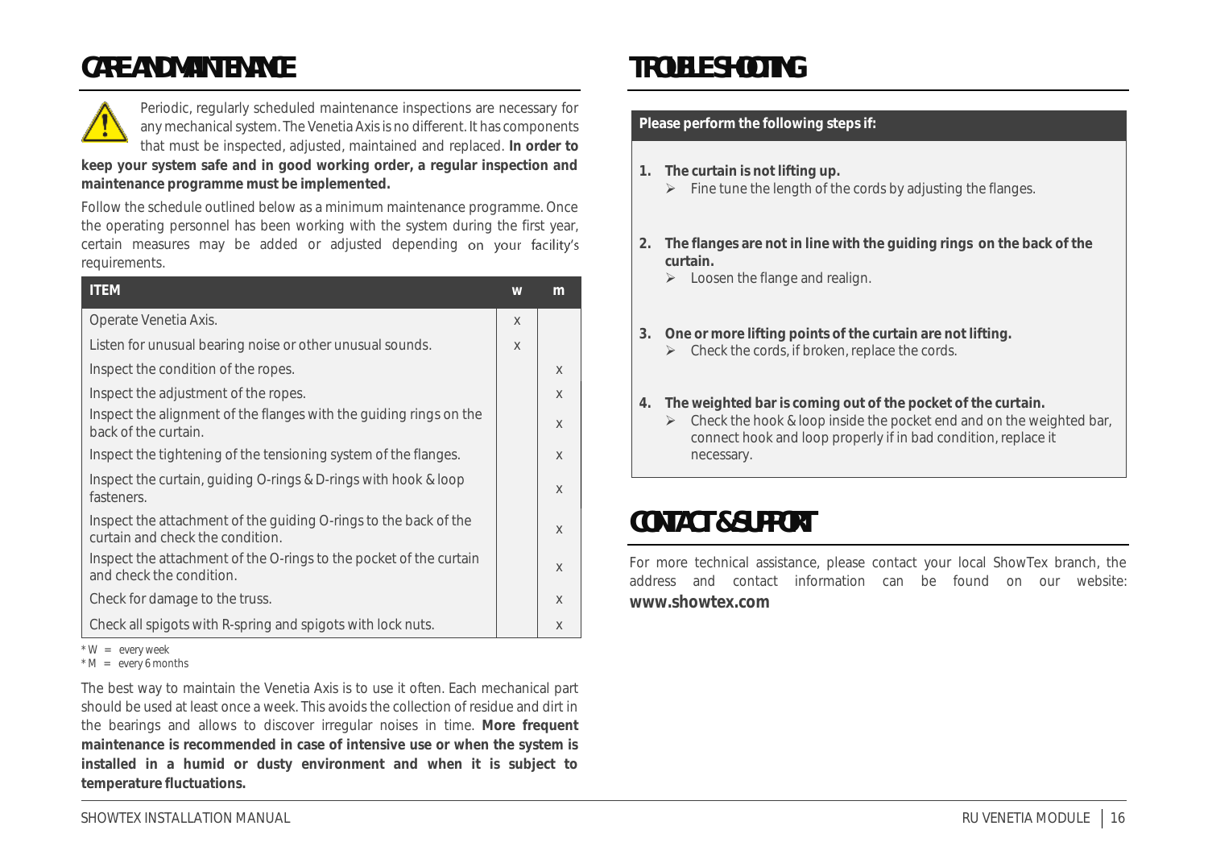# CARE AND MAINTENANCE

Periodic, regularly scheduled maintenance inspections are necessary for any mechanical system. The Venetia Axis is no different. It has components that must be inspected, adjusted, maintained and replaced. **In order to keep your system safe and in good working order, a regular inspection and maintenance programme must be implemented.**

Follow the schedule outlined below as a minimum maintenance programme. Once the operating personnel has been working with the system during the first year, certain measures may be added or adjusted depending on your facility's requirements.

| ITEM | w | m |
|---|---|---|
| Operate Venetia Axis. | x | |
| Listen for unusual bearing noise or other unusual sounds. | x | |
| Inspect the condition of the ropes. | | x |
| Inspect the adjustment of the ropes. | | x |
| Inspect the alignment of the flanges with the guiding rings on the back of the curtain. | | x |
| Inspect the tightening of the tensioning system of the flanges. | | x |
| Inspect the curtain, guiding O-rings & D-rings with hook & loop fasteners. | | x |
| Inspect the attachment of the guiding O-rings to the back of the curtain and check the condition. | | x |
| Inspect the attachment of the O-rings to the pocket of the curtain and check the condition. | | x |
| Check for damage to the truss. | | x |
| Check all spigots with R-spring and spigots with lock nuts. | | x |

\* W = every week
\* M = every 6 months

The best way to maintain the Venetia Axis is to use it often. Each mechanical part should be used at least once a week. This avoids the collection of residue and dirt in the bearings and allows to discover irregular noises in time. **More frequent maintenance is recommended in case of intensive use or when the system is installed in a humid or dusty environment and when it is subject to temperature fluctuations.**

# TROUBLESHOOTING

**Please perform the following steps if:**

1. **The curtain is not lifting up.**
   - Fine tune the length of the cords by adjusting the flanges.
2. **The flanges are not in line with the guiding rings on the back of the curtain.**
   - Loosen the flange and realign.
3. **One or more lifting points of the curtain are not lifting.**
   - Check the cords, if broken, replace the cords.
4. **The weighted bar is coming out of the pocket of the curtain.**
   - Check the hook & loop inside the pocket end and on the weighted bar, connect hook and loop properly if in bad condition, replace it necessary.

# CONTACT & SUPPORT

For more technical assistance, please contact your local ShowTex branch, the address and contact information can be found on our website: **www.showtex.com**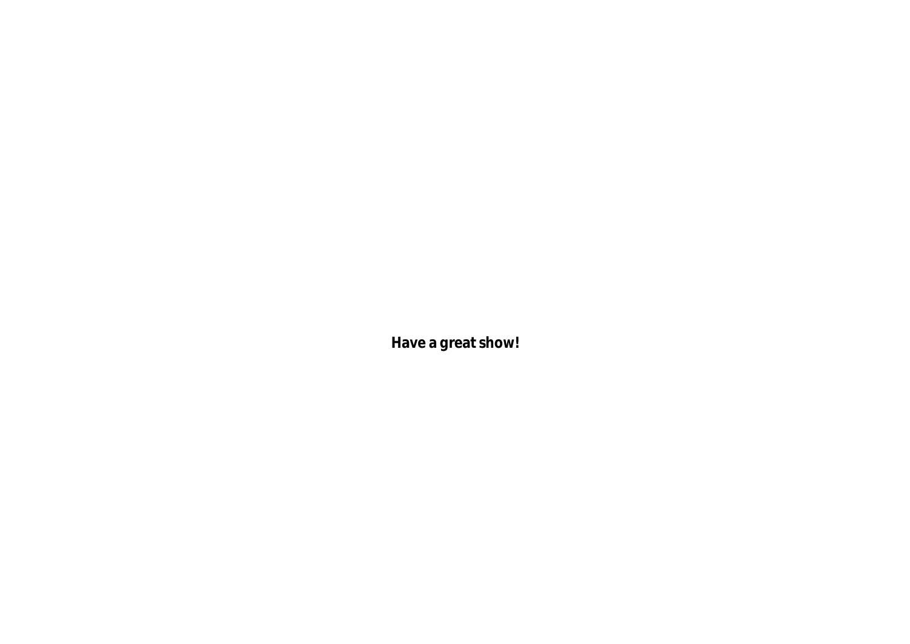**Have a great show!**